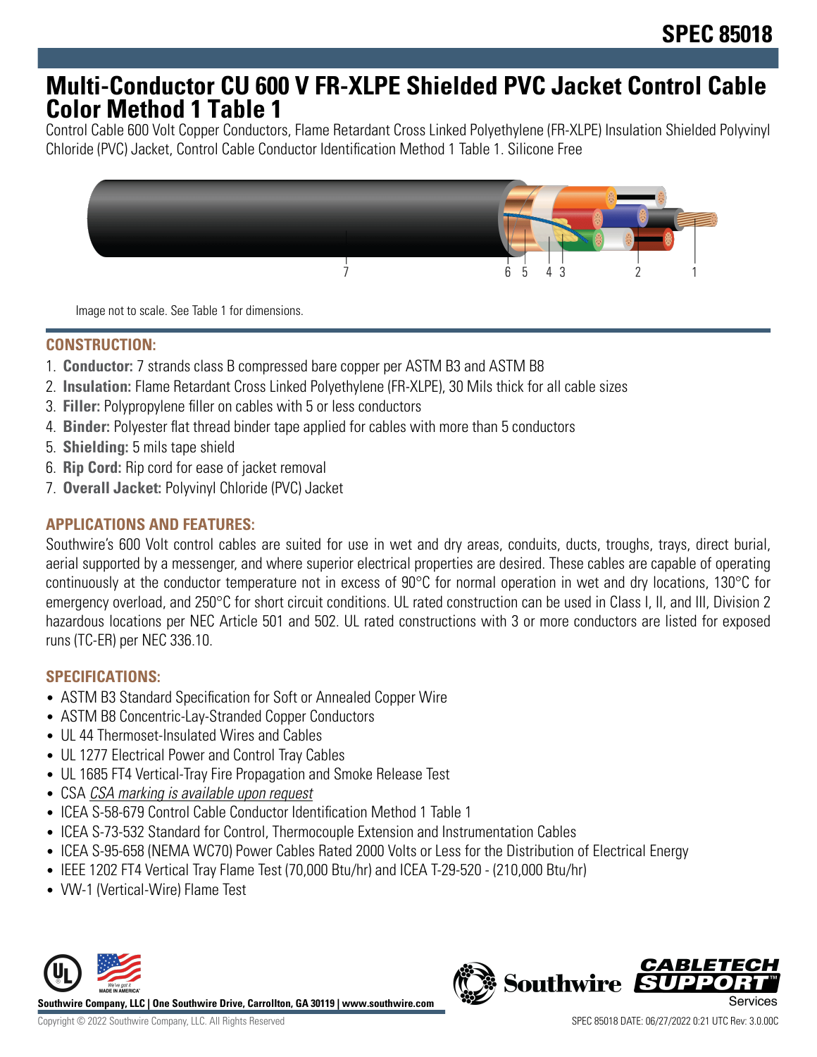# SPEC 85018

# Multi-Conductor CU 600 V FR-XLPE Shielded PVC Jacket Control Cable Color Method 1 Table 1

Control Cable 600 Volt Copper Conductors, Flame Retardant Cross Linked Polyethylene (FR-XLPE) Insulation Shielded Polyvinyl Chloride (PVC) Jacket, Control Cable Conductor Identification Method 1 Table 1. Silicone Free

7 6 5 4 3 2 1

Image not to scale. See Table 1 for dimensions.

## CONSTRUCTION:

1. **Conductor:** 7 strands class B compressed bare copper per ASTM B3 and ASTM B8
2. **Insulation:** Flame Retardant Cross Linked Polyethylene (FR-XLPE), 30 Mils thick for all cable sizes
3. **Filler:** Polypropylene filler on cables with 5 or less conductors
4. **Binder:** Polyester flat thread binder tape applied for cables with more than 5 conductors
5. **Shielding:** 5 mils tape shield
6. **Rip Cord:** Rip cord for ease of jacket removal
7. **Overall Jacket:** Polyvinyl Chloride (PVC) Jacket

## APPLICATIONS AND FEATURES:

Southwire's 600 Volt control cables are suited for use in wet and dry areas, conduits, ducts, troughs, trays, direct burial, aerial supported by a messenger, and where superior electrical properties are desired. These cables are capable of operating continuously at the conductor temperature not in excess of 90°C for normal operation in wet and dry locations, 130°C for emergency overload, and 250°C for short circuit conditions. UL rated construction can be used in Class I, II, and III, Division 2 hazardous locations per NEC Article 501 and 502. UL rated constructions with 3 or more conductors are listed for exposed runs (TC-ER) per NEC 336.10.

## SPECIFICATIONS:

- ASTM B3 Standard Specification for Soft or Annealed Copper Wire
- ASTM B8 Concentric-Lay-Stranded Copper Conductors
- UL 44 Thermoset-Insulated Wires and Cables
- UL 1277 Electrical Power and Control Tray Cables
- UL 1685 FT4 Vertical-Tray Fire Propagation and Smoke Release Test
- CSA *CSA marking is available upon request*
- ICEA S-58-679 Control Cable Conductor Identification Method 1 Table 1
- ICEA S-73-532 Standard for Control, Thermocouple Extension and Instrumentation Cables
- ICEA S-95-658 (NEMA WC70) Power Cables Rated 2000 Volts or Less for the Distribution of Electrical Energy
- IEEE 1202 FT4 Vertical Tray Flame Test (70,000 Btu/hr) and ICEA T-29-520 - (210,000 Btu/hr)
- VW-1 (Vertical-Wire) Flame Test

**Southwire Company, LLC | One Southwire Drive, Carrollton, GA 30119 | www.southwire.com**

Copyright © 2022 Southwire Company, LLC. All Rights Reserved

SPEC 85018 DATE: 06/27/2022 0:21 UTC Rev: 3.0.00C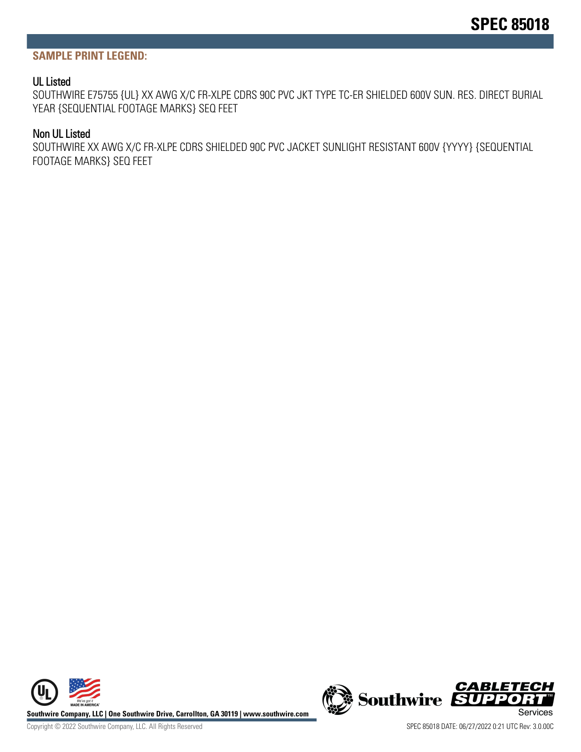## SAMPLE PRINT LEGEND:

### UL Listed

SOUTHWIRE E75755 {UL} XX AWG X/C FR-XLPE CDRS 90C PVC JKT TYPE TC-ER SHIELDED 600V SUN. RES. DIRECT BURIAL YEAR {SEQUENTIAL FOOTAGE MARKS} SEQ FEET

### Non UL Listed

SOUTHWIRE XX AWG X/C FR-XLPE CDRS SHIELDED 90C PVC JACKET SUNLIGHT RESISTANT 600V {YYYY} {SEQUENTIAL FOOTAGE MARKS} SEQ FEET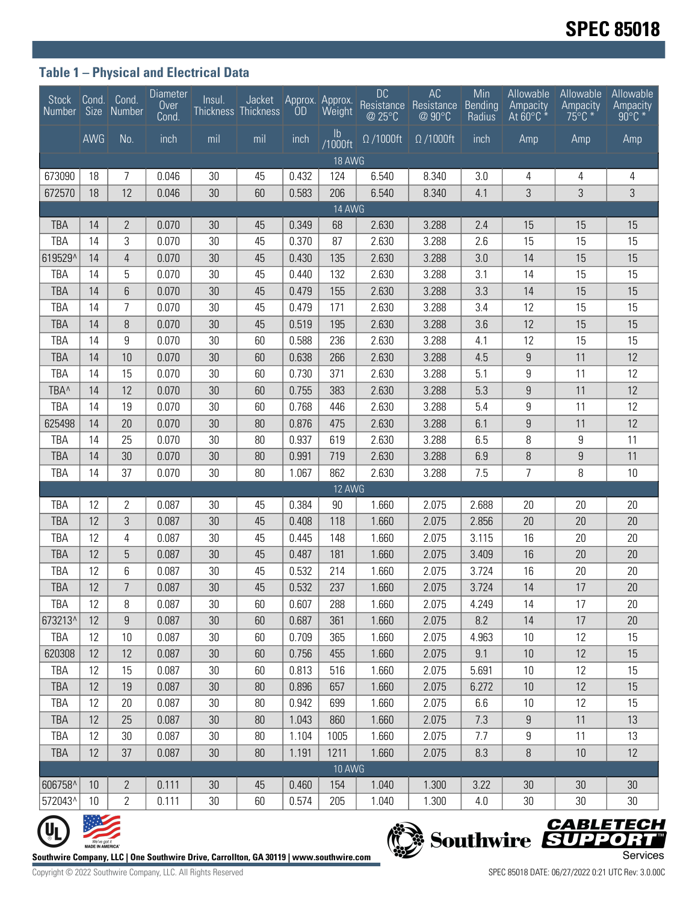## SPEC 85018

### Table 1 – Physical and Electrical Data

| Stock Number | Cond. Size | Cond. Number | Diameter Over Cond. | Insul. Thickness | Jacket Thickness | Approx. OD | Approx. Weight | DC Resistance @ 25°C | AC Resistance @ 90°C | Min Bending Radius | Allowable Ampacity At 60°C * | Allowable Ampacity 75°C * | Allowable Ampacity 90°C * |
|---|---|---|---|---|---|---|---|---|---|---|---|---|---|
| | AWG | No. | inch | mil | mil | inch | lb /1000ft | Ω /1000ft | Ω /1000ft | inch | Amp | Amp | Amp |
| 18 AWG | | | | | | | | | | | | | |
| 673090 | 18 | 7 | 0.046 | 30 | 45 | 0.432 | 124 | 6.540 | 8.340 | 3.0 | 4 | 4 | 4 |
| 672570 | 18 | 12 | 0.046 | 30 | 60 | 0.583 | 206 | 6.540 | 8.340 | 4.1 | 3 | 3 | 3 |
| 14 AWG | | | | | | | | | | | | | |
| TBA | 14 | 2 | 0.070 | 30 | 45 | 0.349 | 68 | 2.630 | 3.288 | 2.4 | 15 | 15 | 15 |
| TBA | 14 | 3 | 0.070 | 30 | 45 | 0.370 | 87 | 2.630 | 3.288 | 2.6 | 15 | 15 | 15 |
| 619529^ | 14 | 4 | 0.070 | 30 | 45 | 0.430 | 135 | 2.630 | 3.288 | 3.0 | 14 | 15 | 15 |
| TBA | 14 | 5 | 0.070 | 30 | 45 | 0.440 | 132 | 2.630 | 3.288 | 3.1 | 14 | 15 | 15 |
| TBA | 14 | 6 | 0.070 | 30 | 45 | 0.479 | 155 | 2.630 | 3.288 | 3.3 | 14 | 15 | 15 |
| TBA | 14 | 7 | 0.070 | 30 | 45 | 0.479 | 171 | 2.630 | 3.288 | 3.4 | 12 | 15 | 15 |
| TBA | 14 | 8 | 0.070 | 30 | 45 | 0.519 | 195 | 2.630 | 3.288 | 3.6 | 12 | 15 | 15 |
| TBA | 14 | 9 | 0.070 | 30 | 60 | 0.588 | 236 | 2.630 | 3.288 | 4.1 | 12 | 15 | 15 |
| TBA | 14 | 10 | 0.070 | 30 | 60 | 0.638 | 266 | 2.630 | 3.288 | 4.5 | 9 | 11 | 12 |
| TBA | 14 | 15 | 0.070 | 30 | 60 | 0.730 | 371 | 2.630 | 3.288 | 5.1 | 9 | 11 | 12 |
| TBA^ | 14 | 12 | 0.070 | 30 | 60 | 0.755 | 383 | 2.630 | 3.288 | 5.3 | 9 | 11 | 12 |
| TBA | 14 | 19 | 0.070 | 30 | 60 | 0.768 | 446 | 2.630 | 3.288 | 5.4 | 9 | 11 | 12 |
| 625498 | 14 | 20 | 0.070 | 30 | 80 | 0.876 | 475 | 2.630 | 3.288 | 6.1 | 9 | 11 | 12 |
| TBA | 14 | 25 | 0.070 | 30 | 80 | 0.937 | 619 | 2.630 | 3.288 | 6.5 | 8 | 9 | 11 |
| TBA | 14 | 30 | 0.070 | 30 | 80 | 0.991 | 719 | 2.630 | 3.288 | 6.9 | 8 | 9 | 11 |
| TBA | 14 | 37 | 0.070 | 30 | 80 | 1.067 | 862 | 2.630 | 3.288 | 7.5 | 7 | 8 | 10 |
| 12 AWG | | | | | | | | | | | | | |
| TBA | 12 | 2 | 0.087 | 30 | 45 | 0.384 | 90 | 1.660 | 2.075 | 2.688 | 20 | 20 | 20 |
| TBA | 12 | 3 | 0.087 | 30 | 45 | 0.408 | 118 | 1.660 | 2.075 | 2.856 | 20 | 20 | 20 |
| TBA | 12 | 4 | 0.087 | 30 | 45 | 0.445 | 148 | 1.660 | 2.075 | 3.115 | 16 | 20 | 20 |
| TBA | 12 | 5 | 0.087 | 30 | 45 | 0.487 | 181 | 1.660 | 2.075 | 3.409 | 16 | 20 | 20 |
| TBA | 12 | 6 | 0.087 | 30 | 45 | 0.532 | 214 | 1.660 | 2.075 | 3.724 | 16 | 20 | 20 |
| TBA | 12 | 7 | 0.087 | 30 | 45 | 0.532 | 237 | 1.660 | 2.075 | 3.724 | 14 | 17 | 20 |
| TBA | 12 | 8 | 0.087 | 30 | 60 | 0.607 | 288 | 1.660 | 2.075 | 4.249 | 14 | 17 | 20 |
| 673213^ | 12 | 9 | 0.087 | 30 | 60 | 0.687 | 361 | 1.660 | 2.075 | 8.2 | 14 | 17 | 20 |
| TBA | 12 | 10 | 0.087 | 30 | 60 | 0.709 | 365 | 1.660 | 2.075 | 4.963 | 10 | 12 | 15 |
| 620308 | 12 | 12 | 0.087 | 30 | 60 | 0.756 | 455 | 1.660 | 2.075 | 9.1 | 10 | 12 | 15 |
| TBA | 12 | 15 | 0.087 | 30 | 60 | 0.813 | 516 | 1.660 | 2.075 | 5.691 | 10 | 12 | 15 |
| TBA | 12 | 19 | 0.087 | 30 | 80 | 0.896 | 657 | 1.660 | 2.075 | 6.272 | 10 | 12 | 15 |
| TBA | 12 | 20 | 0.087 | 30 | 80 | 0.942 | 699 | 1.660 | 2.075 | 6.6 | 10 | 12 | 15 |
| TBA | 12 | 25 | 0.087 | 30 | 80 | 1.043 | 860 | 1.660 | 2.075 | 7.3 | 9 | 11 | 13 |
| TBA | 12 | 30 | 0.087 | 30 | 80 | 1.104 | 1005 | 1.660 | 2.075 | 7.7 | 9 | 11 | 13 |
| TBA | 12 | 37 | 0.087 | 30 | 80 | 1.191 | 1211 | 1.660 | 2.075 | 8.3 | 8 | 10 | 12 |
| 10 AWG | | | | | | | | | | | | | |
| 606758^ | 10 | 2 | 0.111 | 30 | 45 | 0.460 | 154 | 1.040 | 1.300 | 3.22 | 30 | 30 | 30 |
| 572043^ | 10 | 2 | 0.111 | 30 | 60 | 0.574 | 205 | 1.040 | 1.300 | 4.0 | 30 | 30 | 30 |

Southwire Company, LLC | One Southwire Drive, Carrollton, GA 30119 | www.southwire.com

Copyright © 2022 Southwire Company, LLC. All Rights Reserved

SPEC 85018 DATE: 06/27/2022 0:21 UTC Rev: 3.0.00C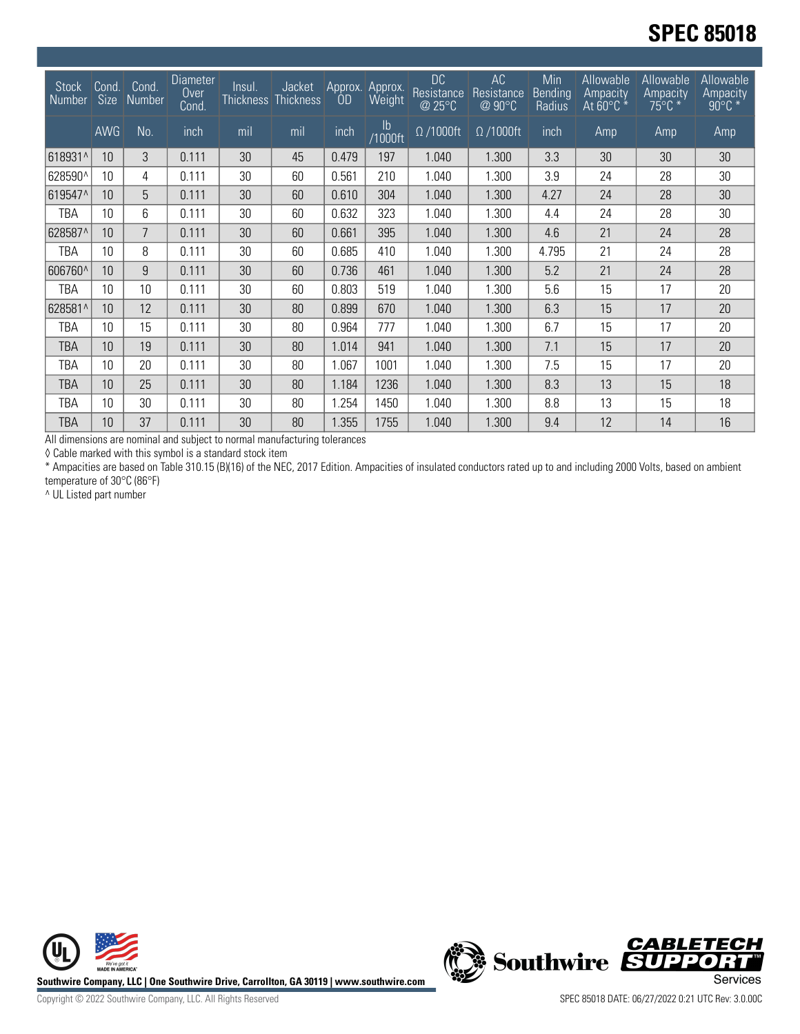# SPEC 85018

| Stock Number | Cond. Size | Cond. Number | Diameter Over Cond. | Insul. Thickness | Jacket Thickness | Approx. OD | Approx. Weight | DC Resistance @ 25°C | AC Resistance @ 90°C | Min Bending Radius | Allowable Ampacity At 60°C * | Allowable Ampacity 75°C * | Allowable Ampacity 90°C * |
|---|---|---|---|---|---|---|---|---|---|---|---|---|---|
| | AWG | No. | inch | mil | mil | inch | lb /1000ft | Ω /1000ft | Ω /1000ft | inch | Amp | Amp | Amp |
| 618931^ | 10 | 3 | 0.111 | 30 | 45 | 0.479 | 197 | 1.040 | 1.300 | 3.3 | 30 | 30 | 30 |
| 628590^ | 10 | 4 | 0.111 | 30 | 60 | 0.561 | 210 | 1.040 | 1.300 | 3.9 | 24 | 28 | 30 |
| 619547^ | 10 | 5 | 0.111 | 30 | 60 | 0.610 | 304 | 1.040 | 1.300 | 4.27 | 24 | 28 | 30 |
| TBA | 10 | 6 | 0.111 | 30 | 60 | 0.632 | 323 | 1.040 | 1.300 | 4.4 | 24 | 28 | 30 |
| 628587^ | 10 | 7 | 0.111 | 30 | 60 | 0.661 | 395 | 1.040 | 1.300 | 4.6 | 21 | 24 | 28 |
| TBA | 10 | 8 | 0.111 | 30 | 60 | 0.685 | 410 | 1.040 | 1.300 | 4.795 | 21 | 24 | 28 |
| 606760^ | 10 | 9 | 0.111 | 30 | 60 | 0.736 | 461 | 1.040 | 1.300 | 5.2 | 21 | 24 | 28 |
| TBA | 10 | 10 | 0.111 | 30 | 60 | 0.803 | 519 | 1.040 | 1.300 | 5.6 | 15 | 17 | 20 |
| 628581^ | 10 | 12 | 0.111 | 30 | 80 | 0.899 | 670 | 1.040 | 1.300 | 6.3 | 15 | 17 | 20 |
| TBA | 10 | 15 | 0.111 | 30 | 80 | 0.964 | 777 | 1.040 | 1.300 | 6.7 | 15 | 17 | 20 |
| TBA | 10 | 19 | 0.111 | 30 | 80 | 1.014 | 941 | 1.040 | 1.300 | 7.1 | 15 | 17 | 20 |
| TBA | 10 | 20 | 0.111 | 30 | 80 | 1.067 | 1001 | 1.040 | 1.300 | 7.5 | 15 | 17 | 20 |
| TBA | 10 | 25 | 0.111 | 30 | 80 | 1.184 | 1236 | 1.040 | 1.300 | 8.3 | 13 | 15 | 18 |
| TBA | 10 | 30 | 0.111 | 30 | 80 | 1.254 | 1450 | 1.040 | 1.300 | 8.8 | 13 | 15 | 18 |
| TBA | 10 | 37 | 0.111 | 30 | 80 | 1.355 | 1755 | 1.040 | 1.300 | 9.4 | 12 | 14 | 16 |

All dimensions are nominal and subject to normal manufacturing tolerances

◊ Cable marked with this symbol is a standard stock item

* Ampacities are based on Table 310.15 (B)(16) of the NEC, 2017 Edition. Ampacities of insulated conductors rated up to and including 2000 Volts, based on ambient temperature of 30°C (86°F)

^ UL Listed part number

Southwire Company, LLC | One Southwire Drive, Carrollton, GA 30119 | www.southwire.com

Copyright © 2022 Southwire Company, LLC. All Rights Reserved

SPEC 85018 DATE: 06/27/2022 0:21 UTC Rev: 3.0.00C